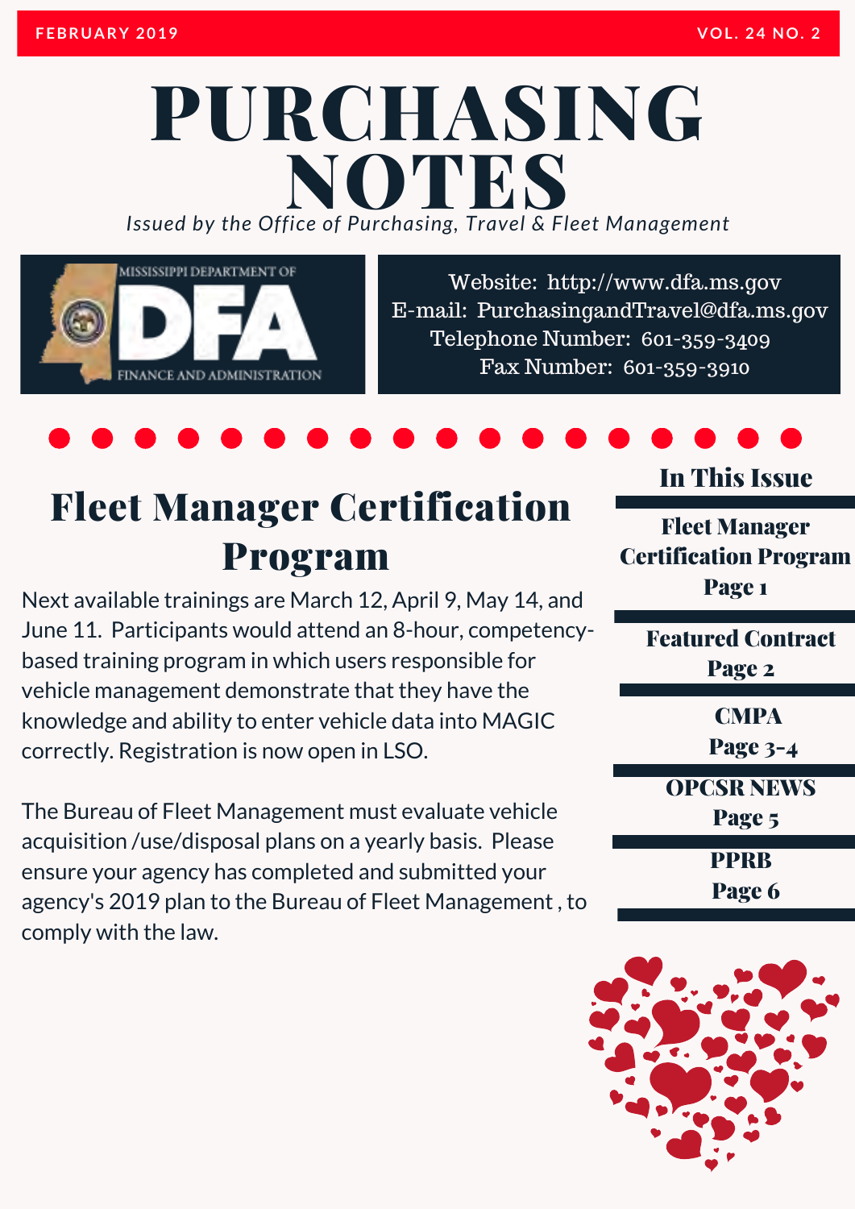FEBRUARY 2019 VOL. 24 NO. 2

# PURCHASING NOTES

*Issued by the Office of Purchasing, Travel & Fleet Management*

MISSISSIPPI DEPARTMENT OF DFA FINANCE AND ADMINISTRATION

Website: http://www.dfa.ms.gov
E-mail: PurchasingandTravel@dfa.ms.gov
Telephone Number: 601-359-3409
Fax Number: 601-359-3910

## Fleet Manager Certification Program

Next available trainings are March 12, April 9, May 14, and June 11. Participants would attend an 8-hour, competency-based training program in which users responsible for vehicle management demonstrate that they have the knowledge and ability to enter vehicle data into MAGIC correctly. Registration is now open in LSO.

The Bureau of Fleet Management must evaluate vehicle acquisition /use/disposal plans on a yearly basis. Please ensure your agency has completed and submitted your agency's 2019 plan to the Bureau of Fleet Management , to comply with the law.

### In This Issue

**Fleet Manager Certification Program**
Page 1

**Featured Contract**
Page 2

**CMPA**
Page 3-4

**OPCSR NEWS**
Page 5

**PPRB**
Page 6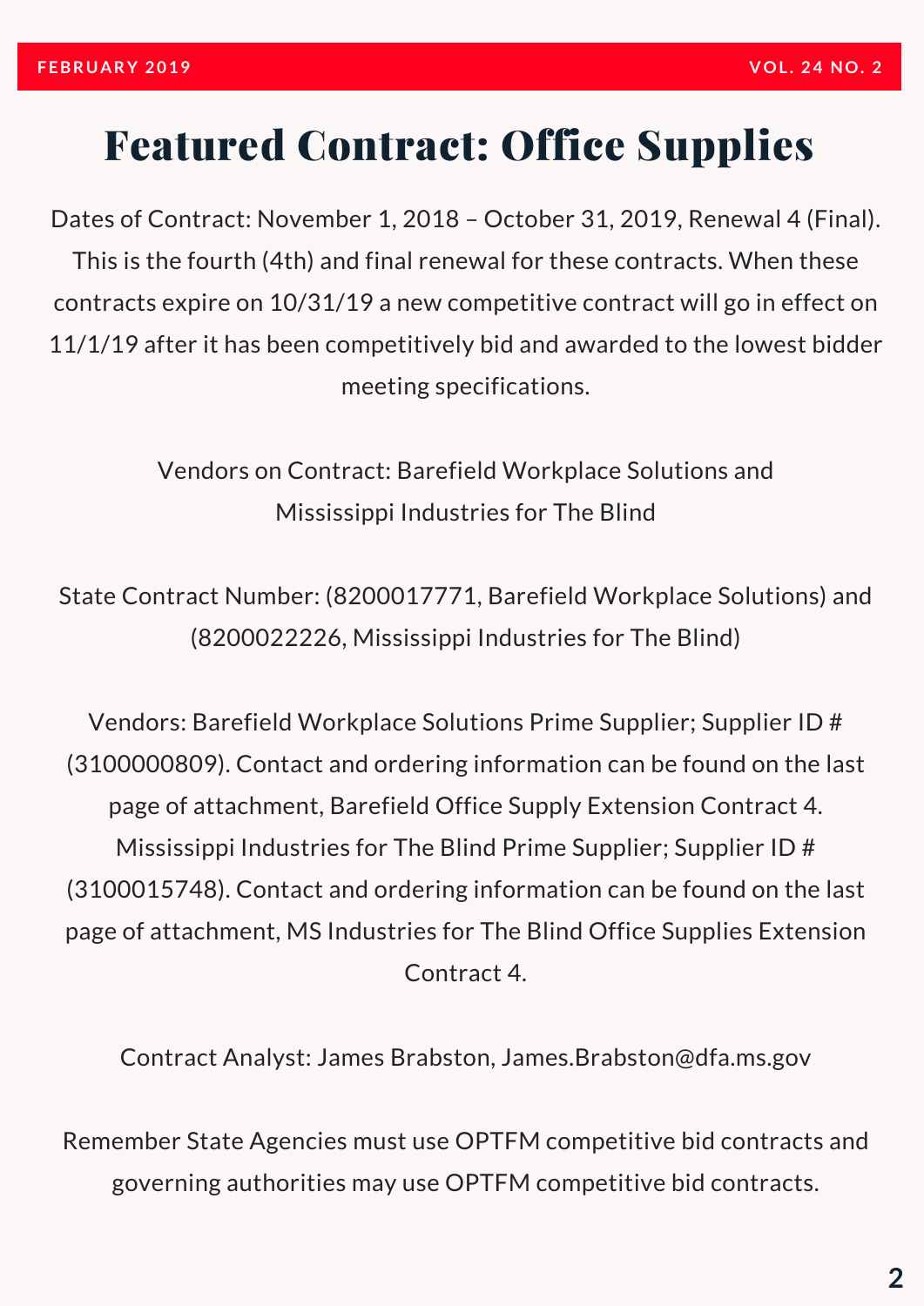# Featured Contract: Office Supplies

Dates of Contract: November 1, 2018 – October 31, 2019, Renewal 4 (Final). This is the fourth (4th) and final renewal for these contracts. When these contracts expire on 10/31/19 a new competitive contract will go in effect on 11/1/19 after it has been competitively bid and awarded to the lowest bidder meeting specifications.

Vendors on Contract: Barefield Workplace Solutions and Mississippi Industries for The Blind

State Contract Number: (8200017771, Barefield Workplace Solutions) and (8200022226, Mississippi Industries for The Blind)

Vendors: Barefield Workplace Solutions Prime Supplier; Supplier ID # (3100000809). Contact and ordering information can be found on the last page of attachment, Barefield Office Supply Extension Contract 4. Mississippi Industries for The Blind Prime Supplier; Supplier ID # (3100015748). Contact and ordering information can be found on the last page of attachment, MS Industries for The Blind Office Supplies Extension Contract 4.

Contract Analyst: James Brabston, James.Brabston@dfa.ms.gov

Remember State Agencies must use OPTFM competitive bid contracts and governing authorities may use OPTFM competitive bid contracts.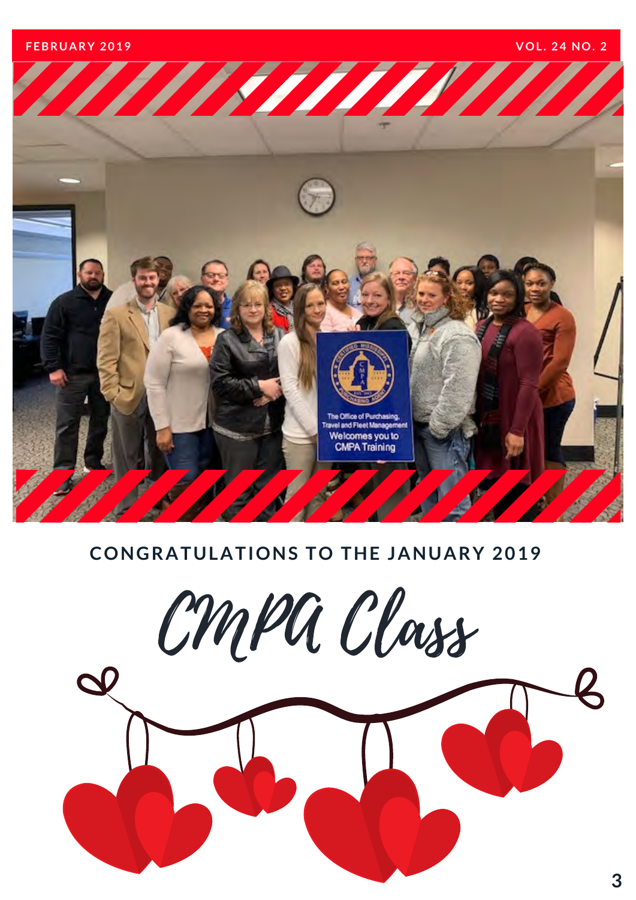## CONGRATULATIONS TO THE JANUARY 2019

# CMPA Class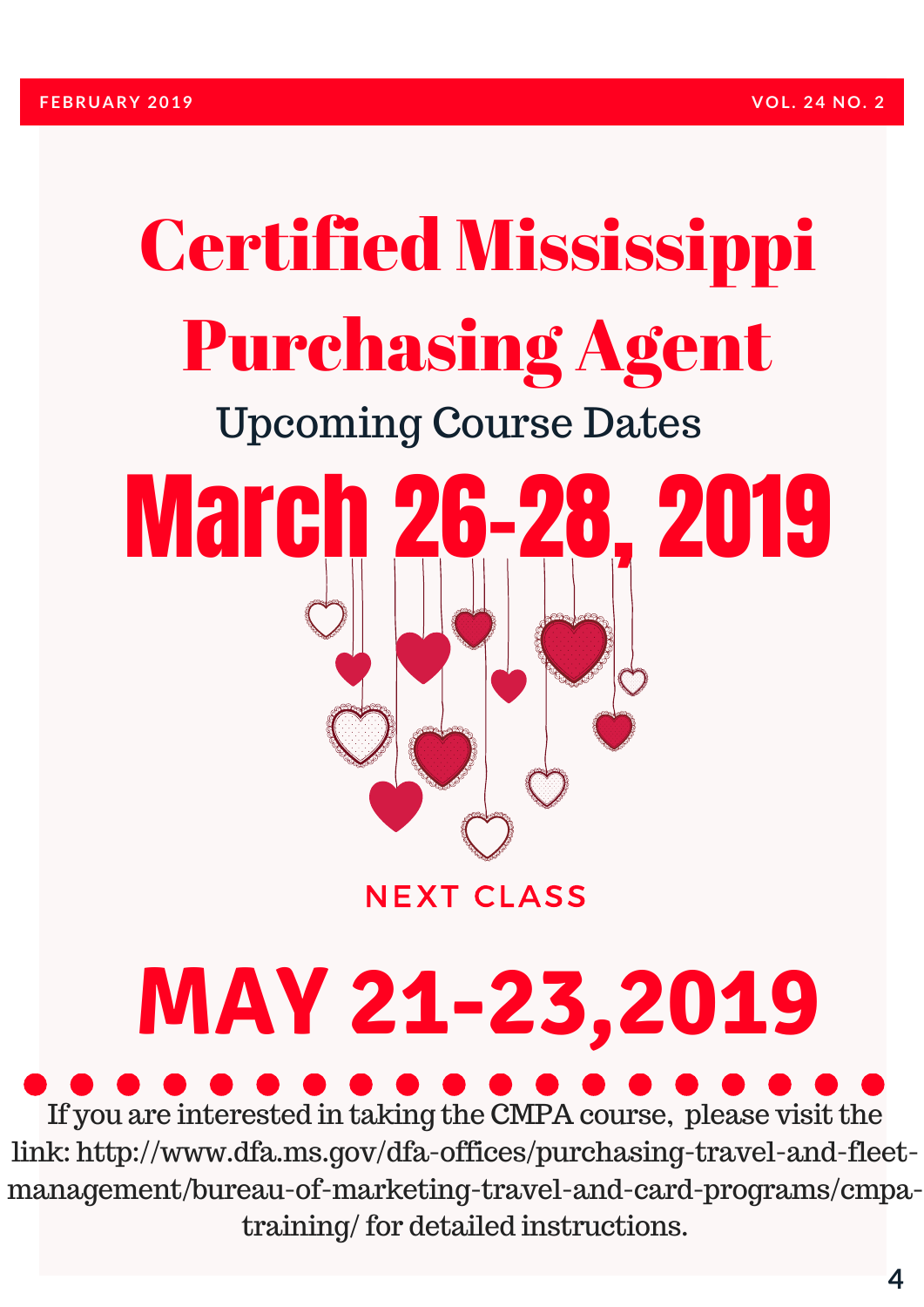# Certified Mississippi Purchasing Agent

## Upcoming Course Dates

# March 26-28, 2019

NEXT CLASS

# MAY 21-23,2019

If you are interested in taking the CMPA course, please visit the link: http://www.dfa.ms.gov/dfa-offices/purchasing-travel-and-fleet-management/bureau-of-marketing-travel-and-card-programs/cmpa-training/ for detailed instructions.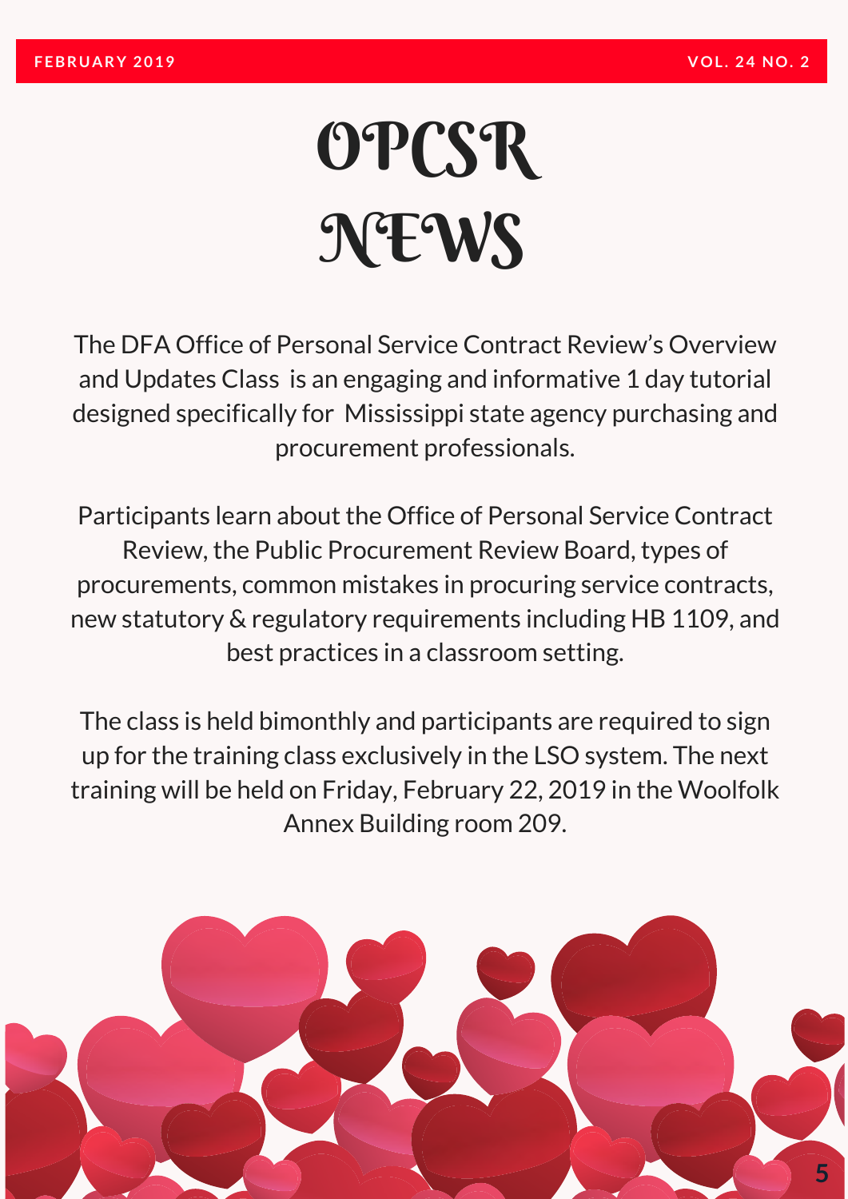# OPCSR NEWS

The DFA Office of Personal Service Contract Review's Overview and Updates Class is an engaging and informative 1 day tutorial designed specifically for Mississippi state agency purchasing and procurement professionals.

Participants learn about the Office of Personal Service Contract Review, the Public Procurement Review Board, types of procurements, common mistakes in procuring service contracts, new statutory & regulatory requirements including HB 1109, and best practices in a classroom setting.

The class is held bimonthly and participants are required to sign up for the training class exclusively in the LSO system. The next training will be held on Friday, February 22, 2019 in the Woolfolk Annex Building room 209.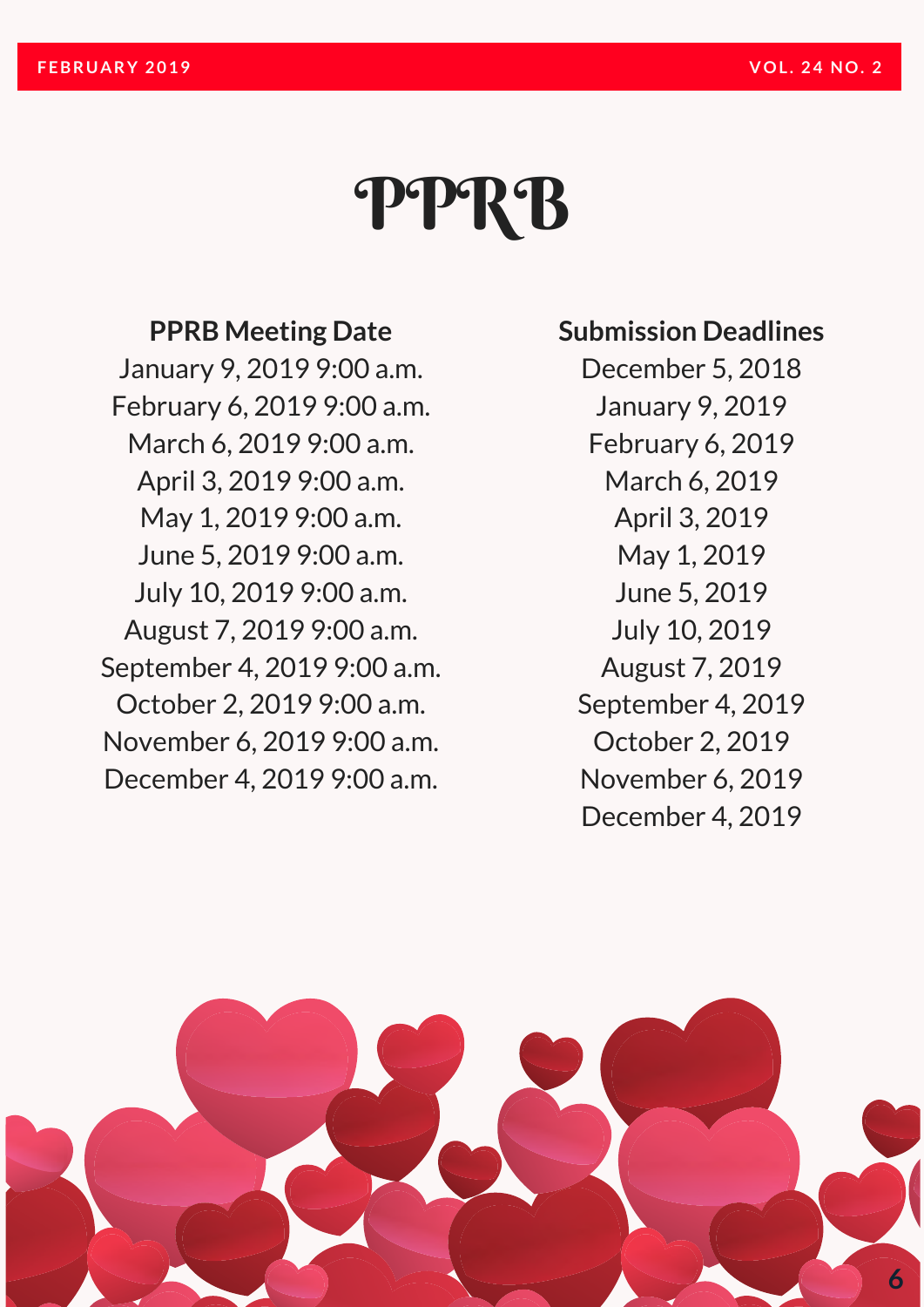# PPRB

| PPRB Meeting Date | Submission Deadlines |
| --- | --- |
| January 9, 2019 9:00 a.m. | December 5, 2018 |
| February 6, 2019 9:00 a.m. | January 9, 2019 |
| March 6, 2019 9:00 a.m. | February 6, 2019 |
| April 3, 2019 9:00 a.m. | March 6, 2019 |
| May 1, 2019 9:00 a.m. | April 3, 2019 |
| June 5, 2019 9:00 a.m. | May 1, 2019 |
| July 10, 2019 9:00 a.m. | June 5, 2019 |
| August 7, 2019 9:00 a.m. | July 10, 2019 |
| September 4, 2019 9:00 a.m. | August 7, 2019 |
| October 2, 2019 9:00 a.m. | September 4, 2019 |
| November 6, 2019 9:00 a.m. | October 2, 2019 |
| December 4, 2019 9:00 a.m. | November 6, 2019 |
| | December 4, 2019 |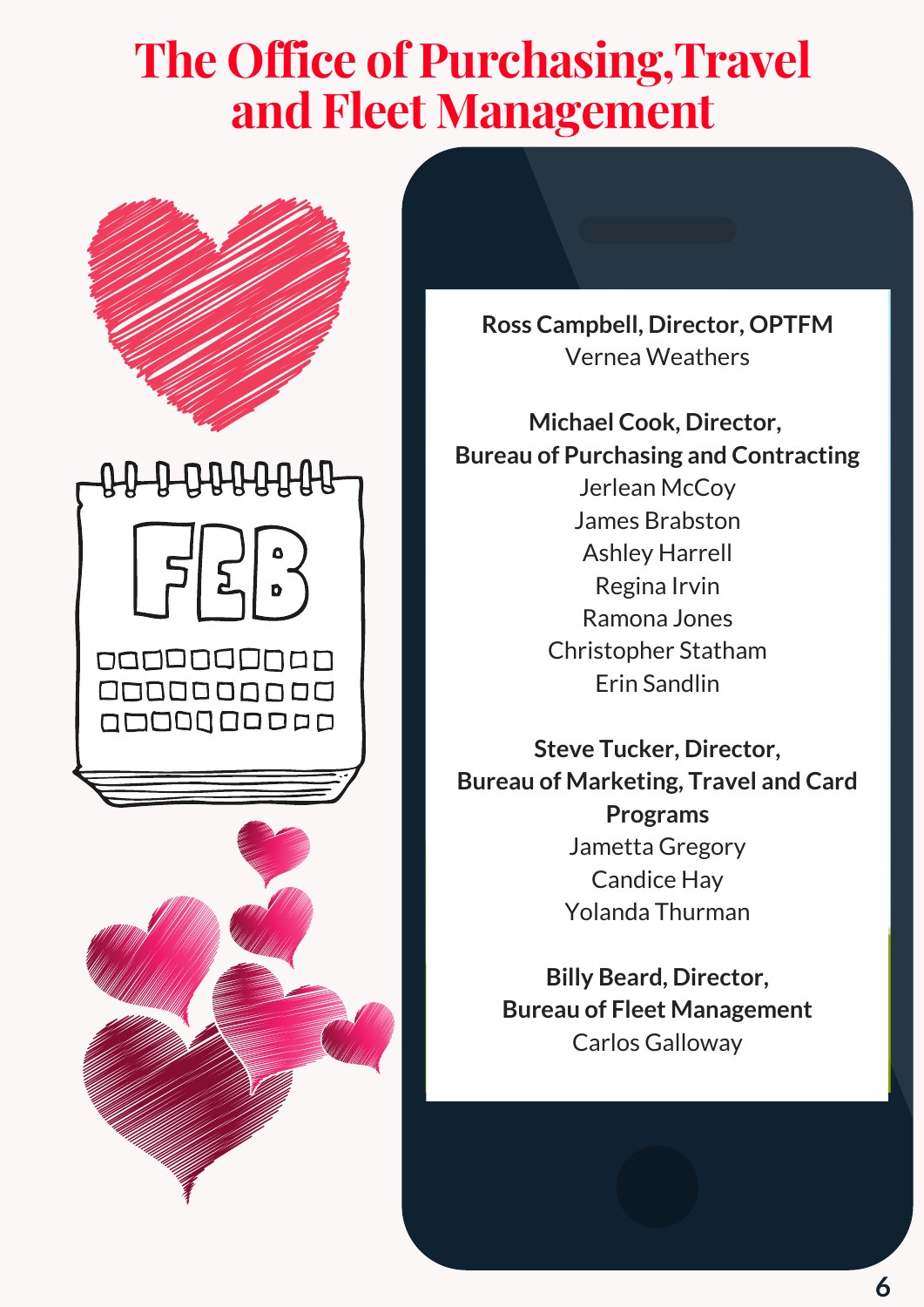# The Office of Purchasing,Travel and Fleet Management

**Ross Campbell, Director, OPTFM**
Vernea Weathers

**Michael Cook, Director,**
**Bureau of Purchasing and Contracting**
Jerlean McCoy
James Brabston
Ashley Harrell
Regina Irvin
Ramona Jones
Christopher Statham
Erin Sandlin

**Steve Tucker, Director,**
**Bureau of Marketing, Travel and Card Programs**
Jametta Gregory
Candice Hay
Yolanda Thurman

**Billy Beard, Director,**
**Bureau of Fleet Management**
Carlos Galloway